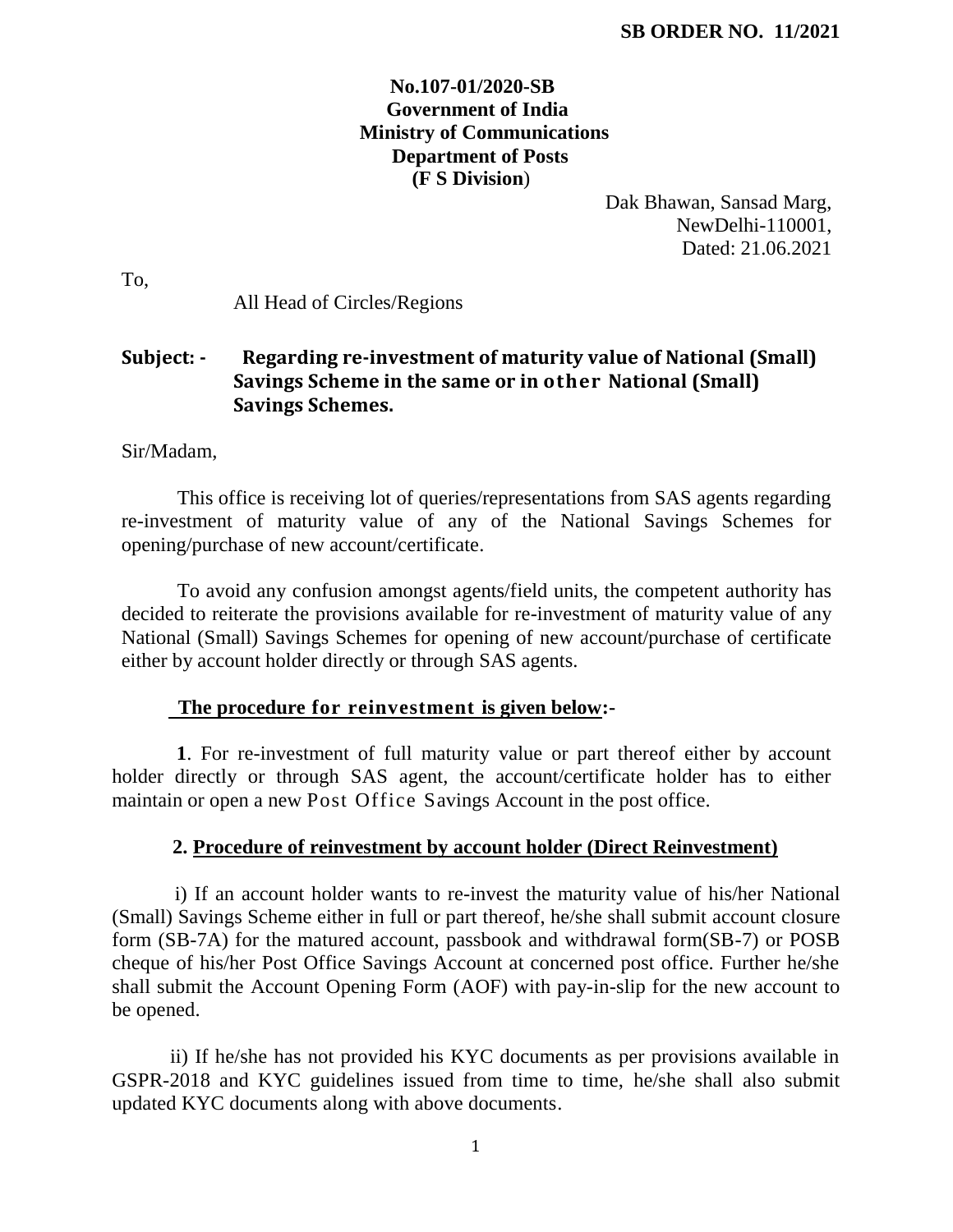**SB ORDER NO. 11/2021**

**No.107-01/2020-SB**
**Government of India**
**Ministry of Communications**
**Department of Posts**
**(F S Division)**

Dak Bhawan, Sansad Marg,
NewDelhi-110001,
Dated: 21.06.2021

To,

All Head of Circles/Regions

**Subject: - Regarding re-investment of maturity value of National (Small) Savings Scheme in the same or in other National (Small) Savings Schemes.**

Sir/Madam,

This office is receiving lot of queries/representations from SAS agents regarding re-investment of maturity value of any of the National Savings Schemes for opening/purchase of new account/certificate.

To avoid any confusion amongst agents/field units, the competent authority has decided to reiterate the provisions available for re-investment of maturity value of any National (Small) Savings Schemes for opening of new account/purchase of certificate either by account holder directly or through SAS agents.

**The procedure for reinvestment is given below:-**

**1**. For re-investment of full maturity value or part thereof either by account holder directly or through SAS agent, the account/certificate holder has to either maintain or open a new Post Office Savings Account in the post office.

**2. Procedure of reinvestment by account holder (Direct Reinvestment)**

i) If an account holder wants to re-invest the maturity value of his/her National (Small) Savings Scheme either in full or part thereof, he/she shall submit account closure form (SB-7A) for the matured account, passbook and withdrawal form(SB-7) or POSB cheque of his/her Post Office Savings Account at concerned post office. Further he/she shall submit the Account Opening Form (AOF) with pay-in-slip for the new account to be opened.

ii) If he/she has not provided his KYC documents as per provisions available in GSPR-2018 and KYC guidelines issued from time to time, he/she shall also submit updated KYC documents along with above documents.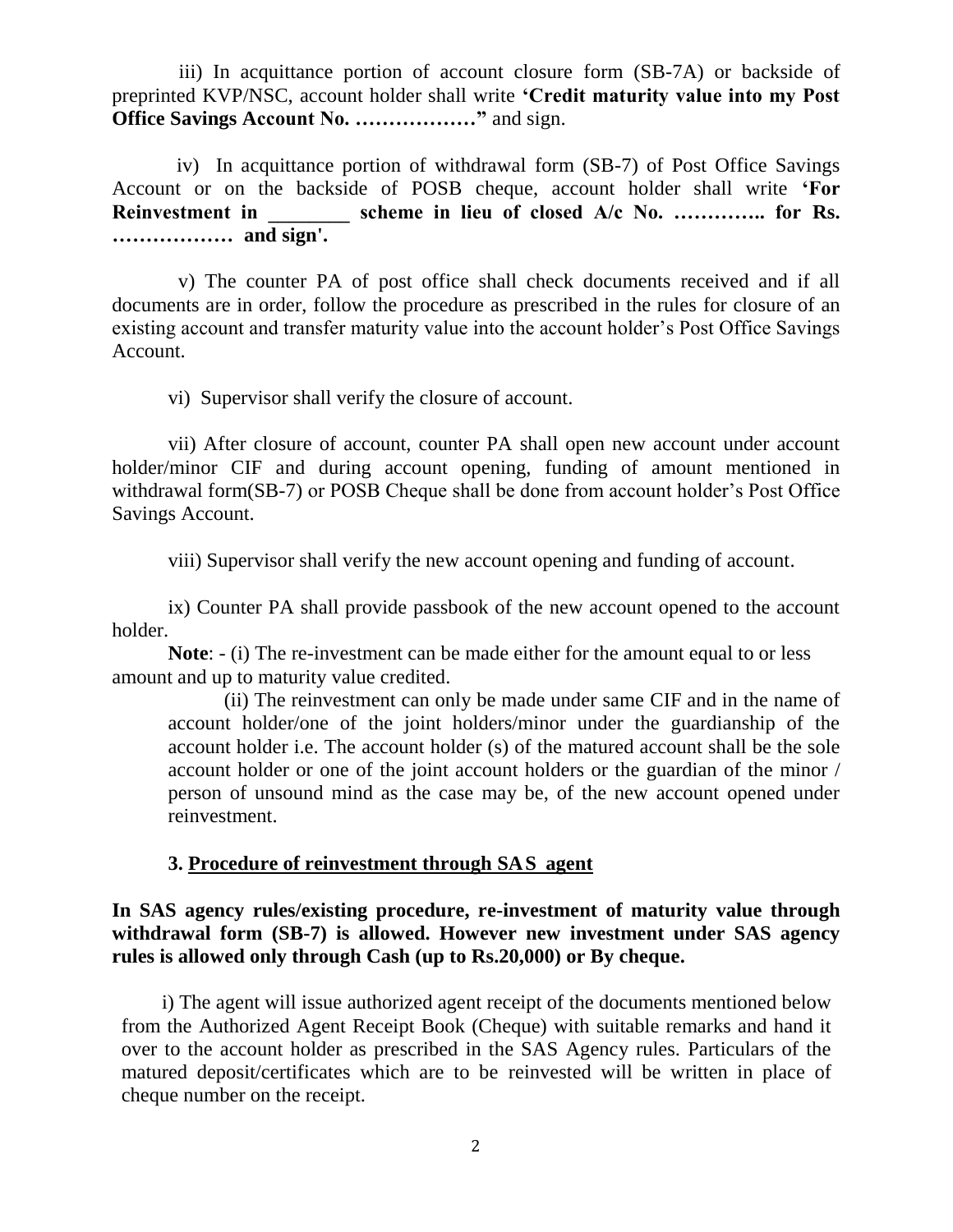iii) In acquittance portion of account closure form (SB-7A) or backside of preprinted KVP/NSC, account holder shall write **'Credit maturity value into my Post Office Savings Account No. ………………"** and sign.

iv) In acquittance portion of withdrawal form (SB-7) of Post Office Savings Account or on the backside of POSB cheque, account holder shall write **'For Reinvestment in ________ scheme in lieu of closed A/c No. ………….. for Rs. ……………… and sign'.**

v) The counter PA of post office shall check documents received and if all documents are in order, follow the procedure as prescribed in the rules for closure of an existing account and transfer maturity value into the account holder's Post Office Savings Account.

vi) Supervisor shall verify the closure of account.

vii) After closure of account, counter PA shall open new account under account holder/minor CIF and during account opening, funding of amount mentioned in withdrawal form(SB-7) or POSB Cheque shall be done from account holder's Post Office Savings Account.

viii) Supervisor shall verify the new account opening and funding of account.

ix) Counter PA shall provide passbook of the new account opened to the account holder.

**Note**: - (i) The re-investment can be made either for the amount equal to or less amount and up to maturity value credited.

(ii) The reinvestment can only be made under same CIF and in the name of account holder/one of the joint holders/minor under the guardianship of the account holder i.e. The account holder (s) of the matured account shall be the sole account holder or one of the joint account holders or the guardian of the minor / person of unsound mind as the case may be, of the new account opened under reinvestment.

### 3. <u>Procedure of reinvestment through SAS agent</u>

**In SAS agency rules/existing procedure, re-investment of maturity value through withdrawal form (SB-7) is allowed. However new investment under SAS agency rules is allowed only through Cash (up to Rs.20,000) or By cheque.**

i) The agent will issue authorized agent receipt of the documents mentioned below from the Authorized Agent Receipt Book (Cheque) with suitable remarks and hand it over to the account holder as prescribed in the SAS Agency rules. Particulars of the matured deposit/certificates which are to be reinvested will be written in place of cheque number on the receipt.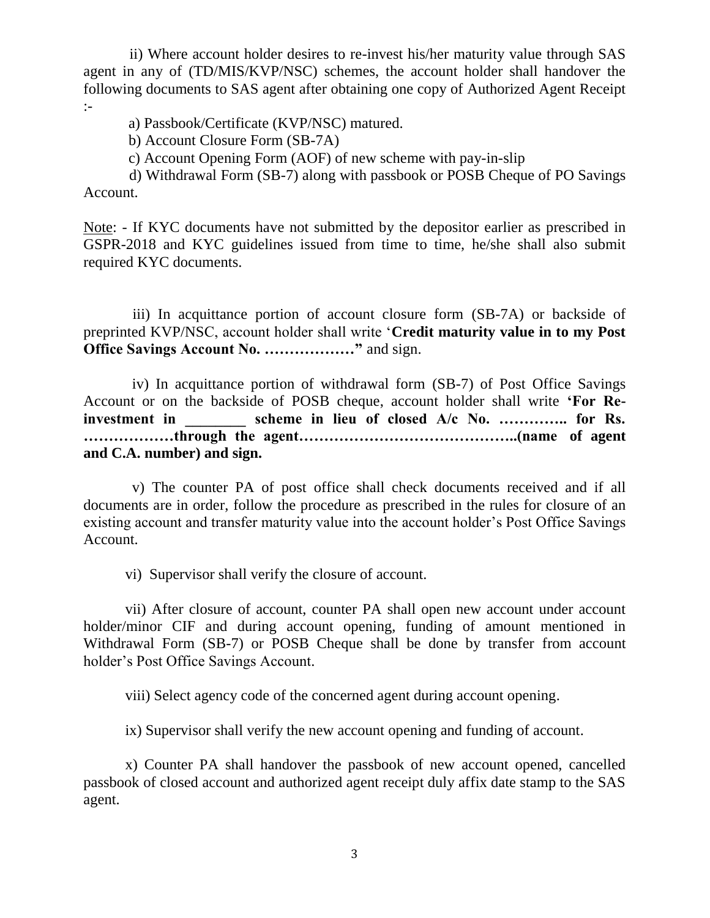ii) Where account holder desires to re-invest his/her maturity value through SAS agent in any of (TD/MIS/KVP/NSC) schemes, the account holder shall handover the following documents to SAS agent after obtaining one copy of Authorized Agent Receipt :-

a) Passbook/Certificate (KVP/NSC) matured.

b) Account Closure Form (SB-7A)

c) Account Opening Form (AOF) of new scheme with pay-in-slip

d) Withdrawal Form (SB-7) along with passbook or POSB Cheque of PO Savings Account.

<u>Note</u>: - If KYC documents have not submitted by the depositor earlier as prescribed in GSPR-2018 and KYC guidelines issued from time to time, he/she shall also submit required KYC documents.

iii) In acquittance portion of account closure form (SB-7A) or backside of preprinted KVP/NSC, account holder shall write '**Credit maturity value in to my Post Office Savings Account No. ………………"** and sign.

iv) In acquittance portion of withdrawal form (SB-7) of Post Office Savings Account or on the backside of POSB cheque, account holder shall write **'For Re-investment in ________ scheme in lieu of closed A/c No. ………….. for Rs. ………………through the agent……………………………………..(name of agent and C.A. number) and sign.**

v) The counter PA of post office shall check documents received and if all documents are in order, follow the procedure as prescribed in the rules for closure of an existing account and transfer maturity value into the account holder's Post Office Savings Account.

vi) Supervisor shall verify the closure of account.

vii) After closure of account, counter PA shall open new account under account holder/minor CIF and during account opening, funding of amount mentioned in Withdrawal Form (SB-7) or POSB Cheque shall be done by transfer from account holder's Post Office Savings Account.

viii) Select agency code of the concerned agent during account opening.

ix) Supervisor shall verify the new account opening and funding of account.

x) Counter PA shall handover the passbook of new account opened, cancelled passbook of closed account and authorized agent receipt duly affix date stamp to the SAS agent.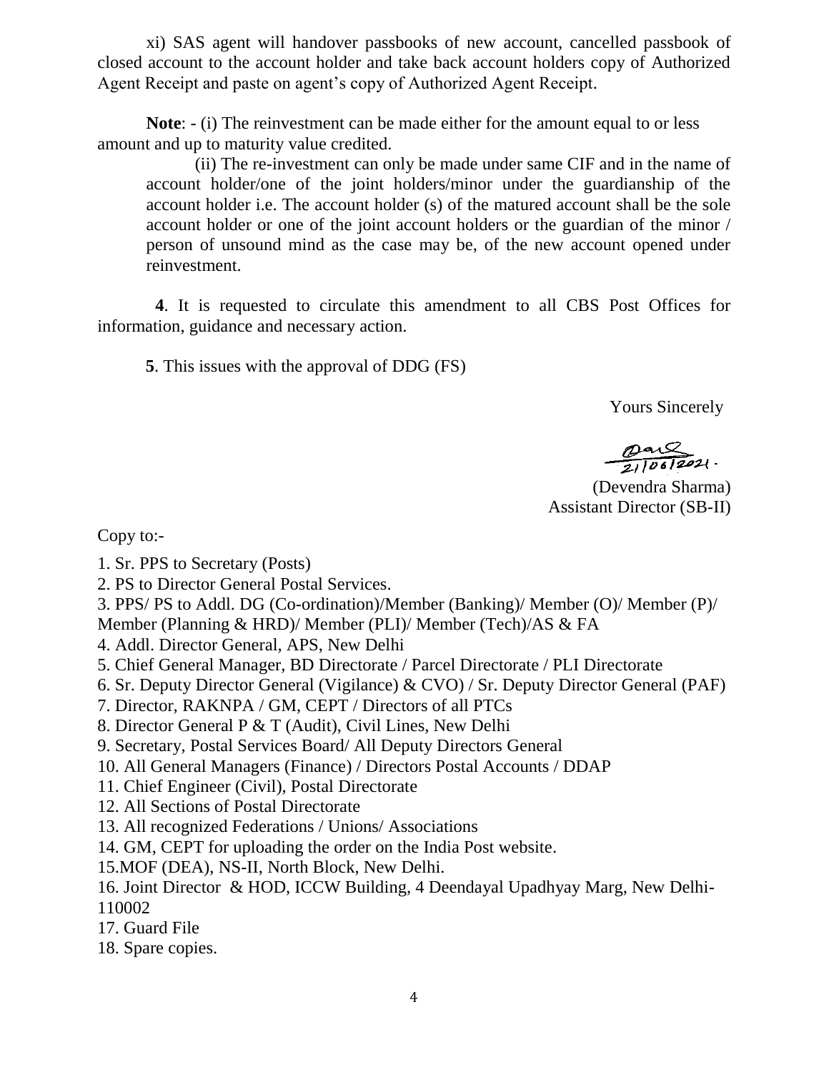xi) SAS agent will handover passbooks of new account, cancelled passbook of closed account to the account holder and take back account holders copy of Authorized Agent Receipt and paste on agent's copy of Authorized Agent Receipt.

**Note**: - (i) The reinvestment can be made either for the amount equal to or less amount and up to maturity value credited.

(ii) The re-investment can only be made under same CIF and in the name of account holder/one of the joint holders/minor under the guardianship of the account holder i.e. The account holder (s) of the matured account shall be the sole account holder or one of the joint account holders or the guardian of the minor / person of unsound mind as the case may be, of the new account opened under reinvestment.

**4**. It is requested to circulate this amendment to all CBS Post Offices for information, guidance and necessary action.

**5**. This issues with the approval of DDG (FS)

Yours Sincerely

21/06/2021.

(Devendra Sharma)
Assistant Director (SB-II)

Copy to:-

1. Sr. PPS to Secretary (Posts)
2. PS to Director General Postal Services.
3. PPS/ PS to Addl. DG (Co-ordination)/Member (Banking)/ Member (O)/ Member (P)/ Member (Planning & HRD)/ Member (PLI)/ Member (Tech)/AS & FA
4. Addl. Director General, APS, New Delhi
5. Chief General Manager, BD Directorate / Parcel Directorate / PLI Directorate
6. Sr. Deputy Director General (Vigilance) & CVO) / Sr. Deputy Director General (PAF)
7. Director, RAKNPA / GM, CEPT / Directors of all PTCs
8. Director General P & T (Audit), Civil Lines, New Delhi
9. Secretary, Postal Services Board/ All Deputy Directors General
10. All General Managers (Finance) / Directors Postal Accounts / DDAP
11. Chief Engineer (Civil), Postal Directorate
12. All Sections of Postal Directorate
13. All recognized Federations / Unions/ Associations
14. GM, CEPT for uploading the order on the India Post website.
15. MOF (DEA), NS-II, North Block, New Delhi.
16. Joint Director & HOD, ICCW Building, 4 Deendayal Upadhyay Marg, New Delhi-110002
17. Guard File
18. Spare copies.